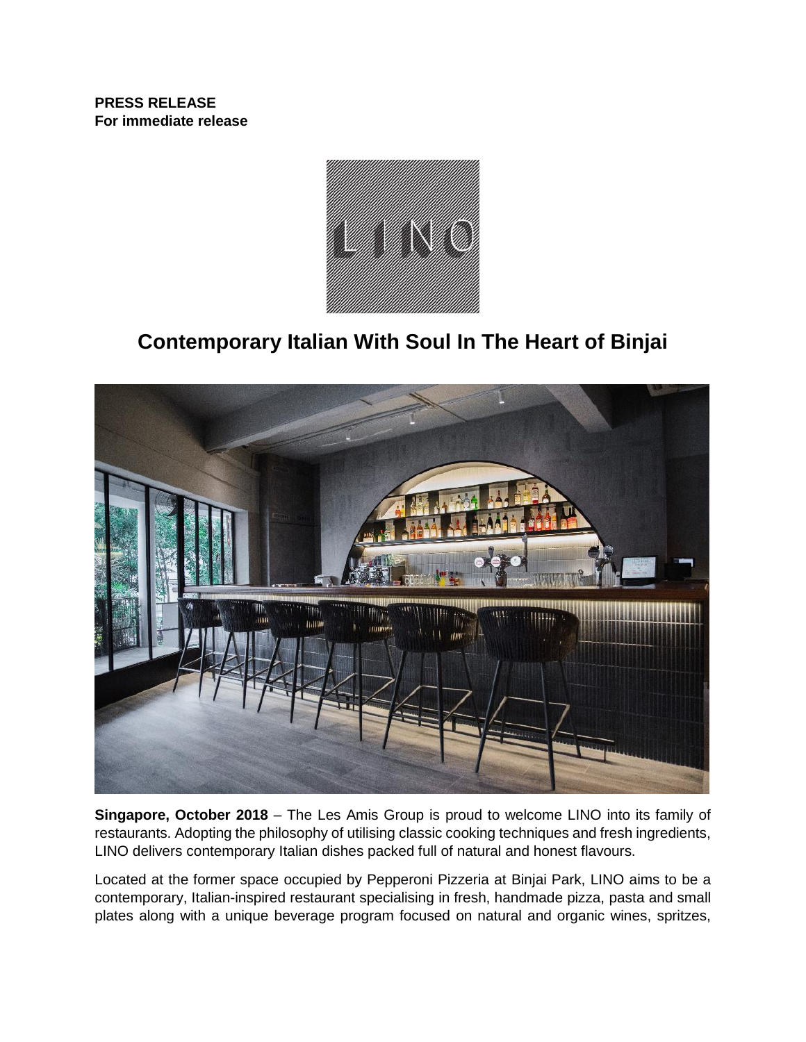**PRESS RELEASE**
**For immediate release**

# Contemporary Italian With Soul In The Heart of Binjai

**Singapore, October 2018** – The Les Amis Group is proud to welcome LINO into its family of restaurants. Adopting the philosophy of utilising classic cooking techniques and fresh ingredients, LINO delivers contemporary Italian dishes packed full of natural and honest flavours.

Located at the former space occupied by Pepperoni Pizzeria at Binjai Park, LINO aims to be a contemporary, Italian-inspired restaurant specialising in fresh, handmade pizza, pasta and small plates along with a unique beverage program focused on natural and organic wines, spritzes,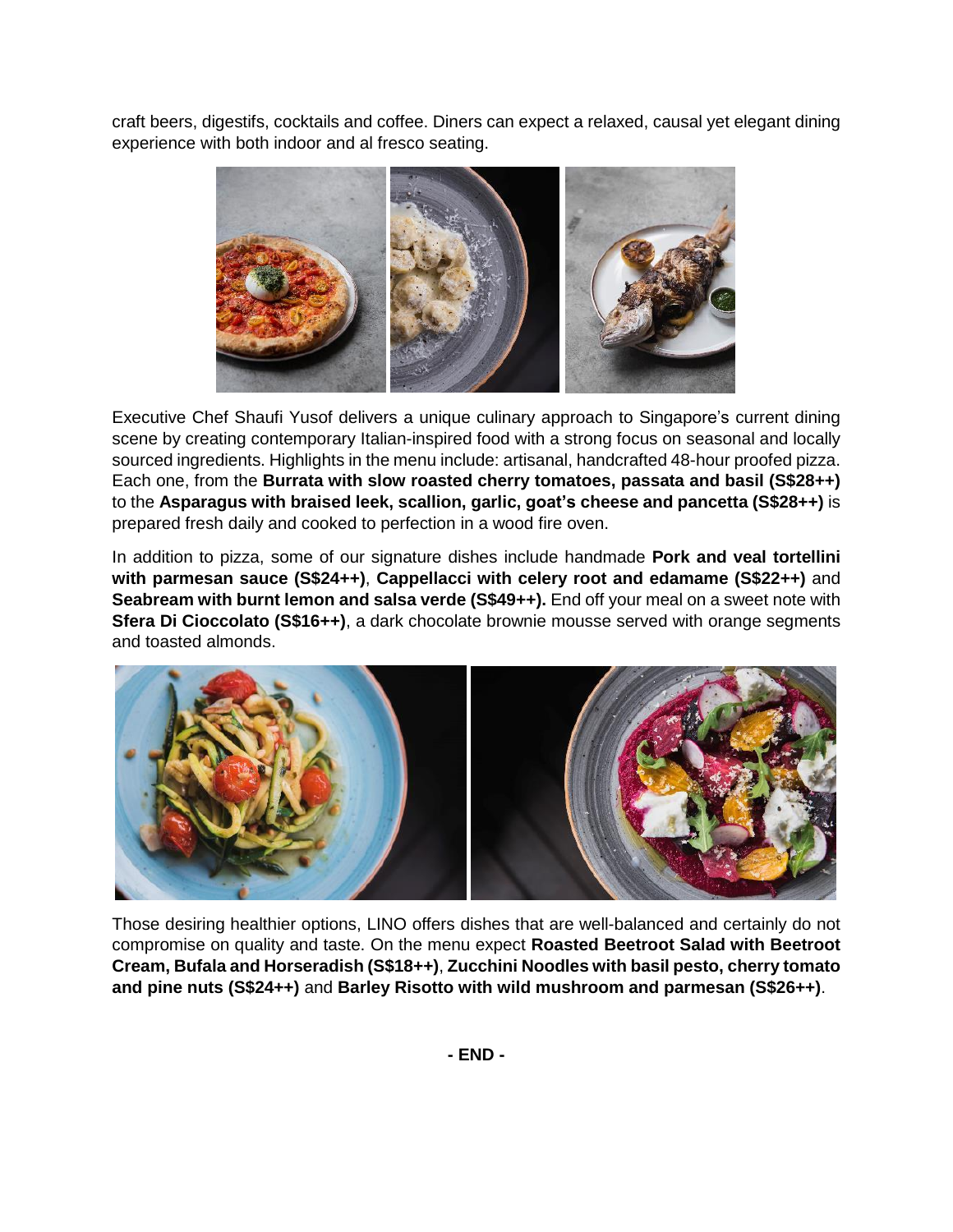craft beers, digestifs, cocktails and coffee. Diners can expect a relaxed, causal yet elegant dining experience with both indoor and al fresco seating.

Executive Chef Shaufi Yusof delivers a unique culinary approach to Singapore's current dining scene by creating contemporary Italian-inspired food with a strong focus on seasonal and locally sourced ingredients. Highlights in the menu include: artisanal, handcrafted 48-hour proofed pizza. Each one, from the **Burrata with slow roasted cherry tomatoes, passata and basil (S$28++)** to the **Asparagus with braised leek, scallion, garlic, goat's cheese and pancetta (S$28++)** is prepared fresh daily and cooked to perfection in a wood fire oven.

In addition to pizza, some of our signature dishes include handmade **Pork and veal tortellini with parmesan sauce (S$24++)**, **Cappellacci with celery root and edamame (S$22++)** and **Seabream with burnt lemon and salsa verde (S$49++).** End off your meal on a sweet note with **Sfera Di Cioccolato (S$16++)**, a dark chocolate brownie mousse served with orange segments and toasted almonds.

Those desiring healthier options, LINO offers dishes that are well-balanced and certainly do not compromise on quality and taste. On the menu expect **Roasted Beetroot Salad with Beetroot Cream, Bufala and Horseradish (S$18++)**, **Zucchini Noodles with basil pesto, cherry tomato and pine nuts (S$24++)** and **Barley Risotto with wild mushroom and parmesan (S$26++)**.

**- END -**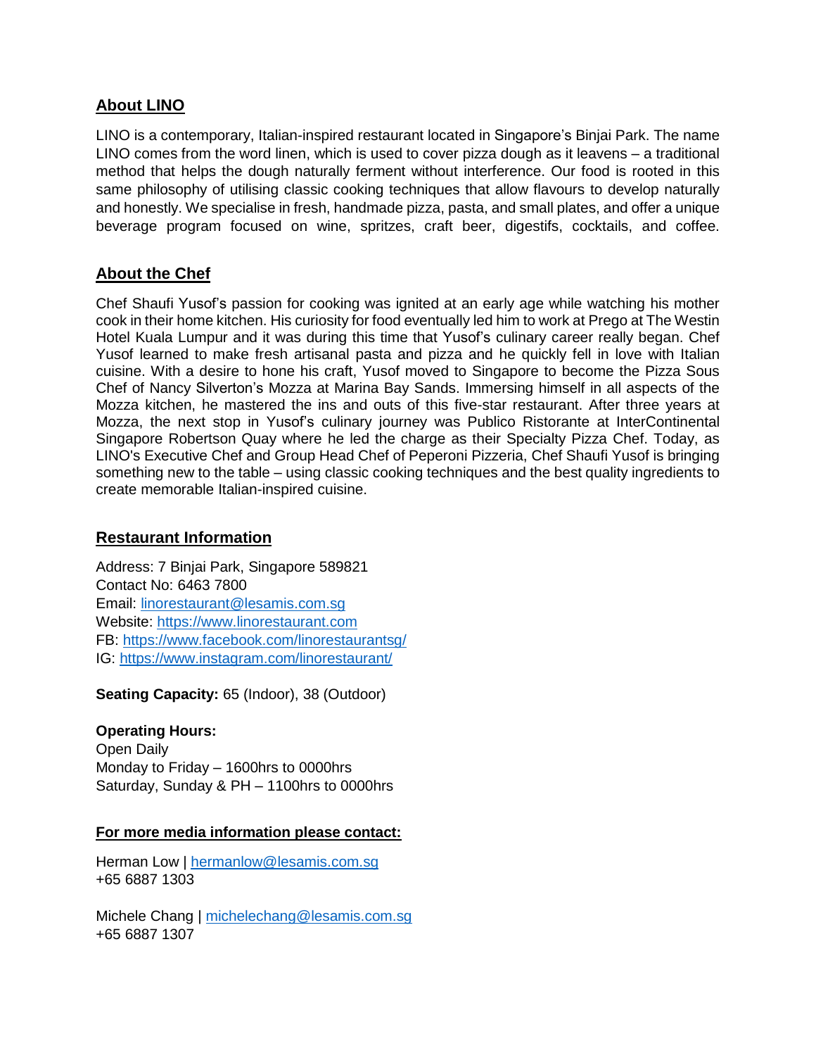## About LINO

LINO is a contemporary, Italian-inspired restaurant located in Singapore's Binjai Park. The name LINO comes from the word linen, which is used to cover pizza dough as it leavens – a traditional method that helps the dough naturally ferment without interference. Our food is rooted in this same philosophy of utilising classic cooking techniques that allow flavours to develop naturally and honestly. We specialise in fresh, handmade pizza, pasta, and small plates, and offer a unique beverage program focused on wine, spritzes, craft beer, digestifs, cocktails, and coffee.

## About the Chef

Chef Shaufi Yusof's passion for cooking was ignited at an early age while watching his mother cook in their home kitchen. His curiosity for food eventually led him to work at Prego at The Westin Hotel Kuala Lumpur and it was during this time that Yusof's culinary career really began. Chef Yusof learned to make fresh artisanal pasta and pizza and he quickly fell in love with Italian cuisine. With a desire to hone his craft, Yusof moved to Singapore to become the Pizza Sous Chef of Nancy Silverton's Mozza at Marina Bay Sands. Immersing himself in all aspects of the Mozza kitchen, he mastered the ins and outs of this five-star restaurant. After three years at Mozza, the next stop in Yusof's culinary journey was Publico Ristorante at InterContinental Singapore Robertson Quay where he led the charge as their Specialty Pizza Chef. Today, as LINO's Executive Chef and Group Head Chef of Peperoni Pizzeria, Chef Shaufi Yusof is bringing something new to the table – using classic cooking techniques and the best quality ingredients to create memorable Italian-inspired cuisine.

## Restaurant Information

Address: 7 Binjai Park, Singapore 589821
Contact No: 6463 7800
Email: linorestaurant@lesamis.com.sg
Website: https://www.linorestaurant.com
FB: https://www.facebook.com/linorestaurantsg/
IG: https://www.instagram.com/linorestaurant/

**Seating Capacity:** 65 (Indoor), 38 (Outdoor)

**Operating Hours:**
Open Daily
Monday to Friday – 1600hrs to 0000hrs
Saturday, Sunday & PH – 1100hrs to 0000hrs

**For more media information please contact:**

Herman Low | hermanlow@lesamis.com.sg
+65 6887 1303

Michele Chang | michelechang@lesamis.com.sg
+65 6887 1307